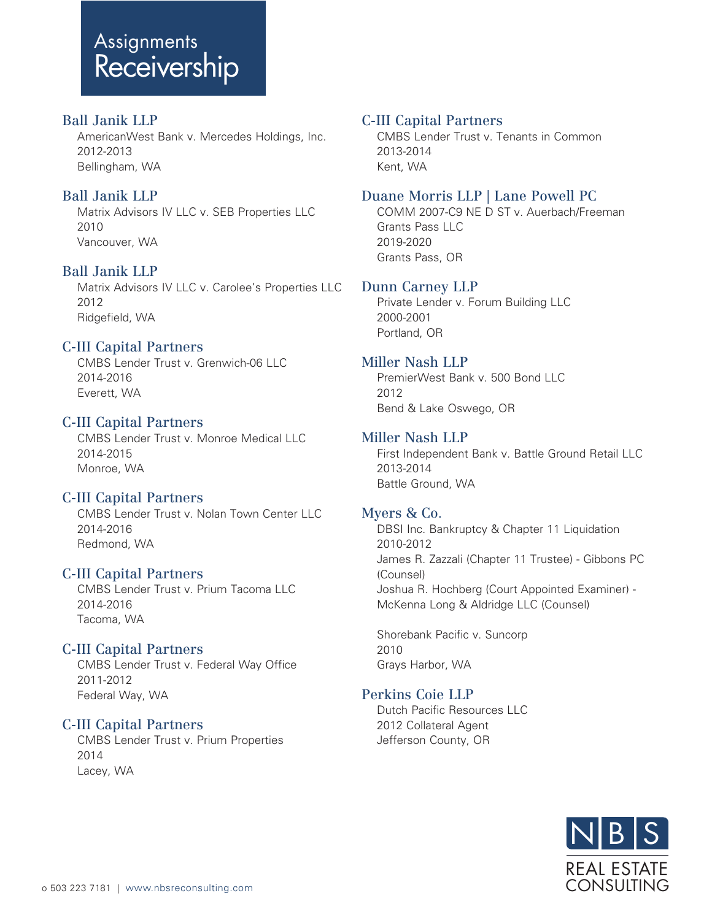# Assignments Receivership

### Ball Janik LLP
AmericanWest Bank v. Mercedes Holdings, Inc.
2012-2013
Bellingham, WA

### Ball Janik LLP
Matrix Advisors IV LLC v. SEB Properties LLC
2010
Vancouver, WA

### Ball Janik LLP
Matrix Advisors IV LLC v. Carolee's Properties LLC
2012
Ridgefield, WA

### C-III Capital Partners
CMBS Lender Trust v. Grenwich-06 LLC
2014-2016
Everett, WA

### C-III Capital Partners
CMBS Lender Trust v. Monroe Medical LLC
2014-2015
Monroe, WA

### C-III Capital Partners
CMBS Lender Trust v. Nolan Town Center LLC
2014-2016
Redmond, WA

### C-III Capital Partners
CMBS Lender Trust v. Prium Tacoma LLC
2014-2016
Tacoma, WA

### C-III Capital Partners
CMBS Lender Trust v. Federal Way Office
2011-2012
Federal Way, WA

### C-III Capital Partners
CMBS Lender Trust v. Prium Properties
2014
Lacey, WA

### C-III Capital Partners
CMBS Lender Trust v. Tenants in Common
2013-2014
Kent, WA

### Duane Morris LLP | Lane Powell PC
COMM 2007-C9 NE D ST v. Auerbach/Freeman Grants Pass LLC
2019-2020
Grants Pass, OR

### Dunn Carney LLP
Private Lender v. Forum Building LLC
2000-2001
Portland, OR

### Miller Nash LLP
PremierWest Bank v. 500 Bond LLC
2012
Bend & Lake Oswego, OR

### Miller Nash LLP
First Independent Bank v. Battle Ground Retail LLC
2013-2014
Battle Ground, WA

### Myers & Co.
DBSI Inc. Bankruptcy & Chapter 11 Liquidation
2010-2012
James R. Zazzali (Chapter 11 Trustee) - Gibbons PC (Counsel)
Joshua R. Hochberg (Court Appointed Examiner) - McKenna Long & Aldridge LLC (Counsel)

Shorebank Pacific v. Suncorp
2010
Grays Harbor, WA

### Perkins Coie LLP
Dutch Pacific Resources LLC
2012 Collateral Agent
Jefferson County, OR

o 503 223 7181 | www.nbsreconsulting.com

NBS REAL ESTATE CONSULTING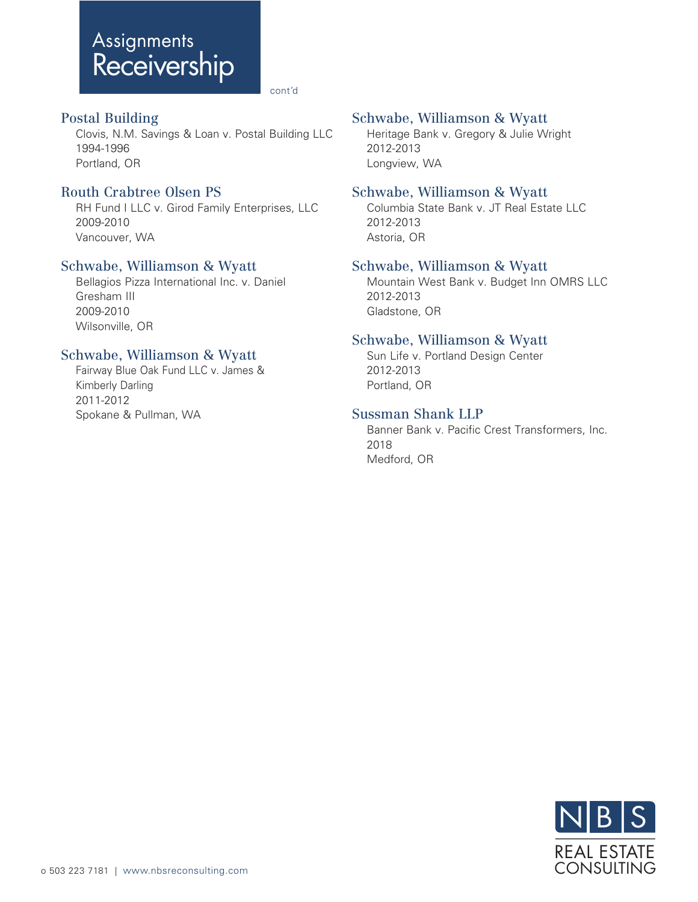# Assignments Receivership

cont'd

### Postal Building

Clovis, N.M. Savings & Loan v. Postal Building LLC
1994-1996
Portland, OR

### Routh Crabtree Olsen PS

RH Fund I LLC v. Girod Family Enterprises, LLC
2009-2010
Vancouver, WA

### Schwabe, Williamson & Wyatt

Bellagios Pizza International Inc. v. Daniel Gresham III
2009-2010
Wilsonville, OR

### Schwabe, Williamson & Wyatt

Fairway Blue Oak Fund LLC v. James & Kimberly Darling
2011-2012
Spokane & Pullman, WA

### Schwabe, Williamson & Wyatt

Heritage Bank v. Gregory & Julie Wright
2012-2013
Longview, WA

### Schwabe, Williamson & Wyatt

Columbia State Bank v. JT Real Estate LLC
2012-2013
Astoria, OR

### Schwabe, Williamson & Wyatt

Mountain West Bank v. Budget Inn OMRS LLC
2012-2013
Gladstone, OR

### Schwabe, Williamson & Wyatt

Sun Life v. Portland Design Center
2012-2013
Portland, OR

### Sussman Shank LLP

Banner Bank v. Pacific Crest Transformers, Inc.
2018
Medford, OR

o 503 223 7181 | www.nbsreconsulting.com

NBS REAL ESTATE CONSULTING